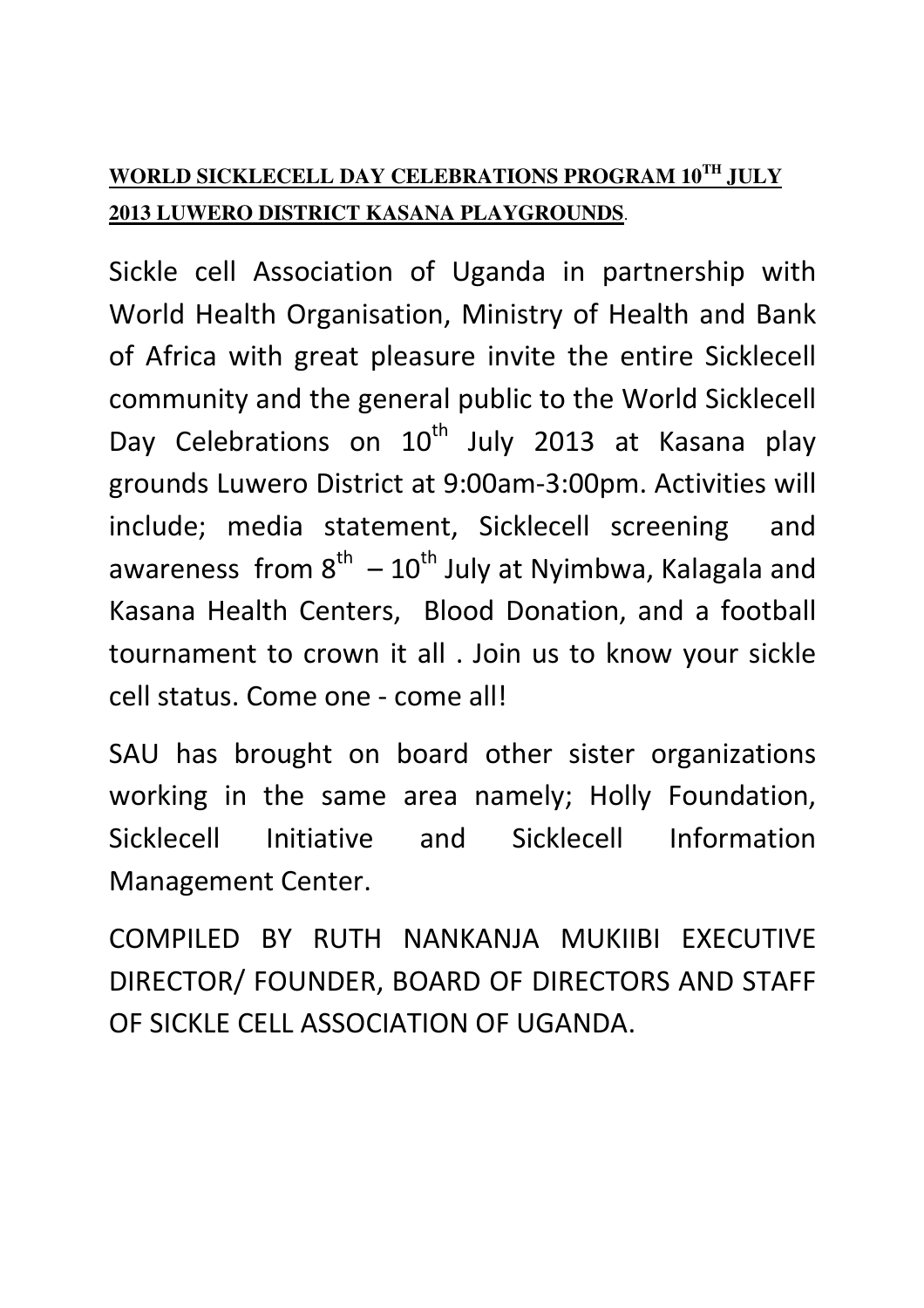**WORLD SICKLECELL DAY CELEBRATIONS PROGRAM 10TH JULY 2013 LUWERO DISTRICT KASANA PLAYGROUNDS**.

Sickle cell Association of Uganda in partnership with World Health Organisation, Ministry of Health and Bank of Africa with great pleasure invite the entire Sicklecell community and the general public to the World Sicklecell Day Celebrations on 10th July 2013 at Kasana play grounds Luwero District at 9:00am-3:00pm. Activities will include; media statement, Sicklecell screening and awareness from 8th – 10th July at Nyimbwa, Kalagala and Kasana Health Centers, Blood Donation, and a football tournament to crown it all . Join us to know your sickle cell status. Come one - come all!

SAU has brought on board other sister organizations working in the same area namely; Holly Foundation, Sicklecell Initiative and Sicklecell Information Management Center.

COMPILED BY RUTH NANKANJA MUKIIBI EXECUTIVE DIRECTOR/ FOUNDER, BOARD OF DIRECTORS AND STAFF OF SICKLE CELL ASSOCIATION OF UGANDA.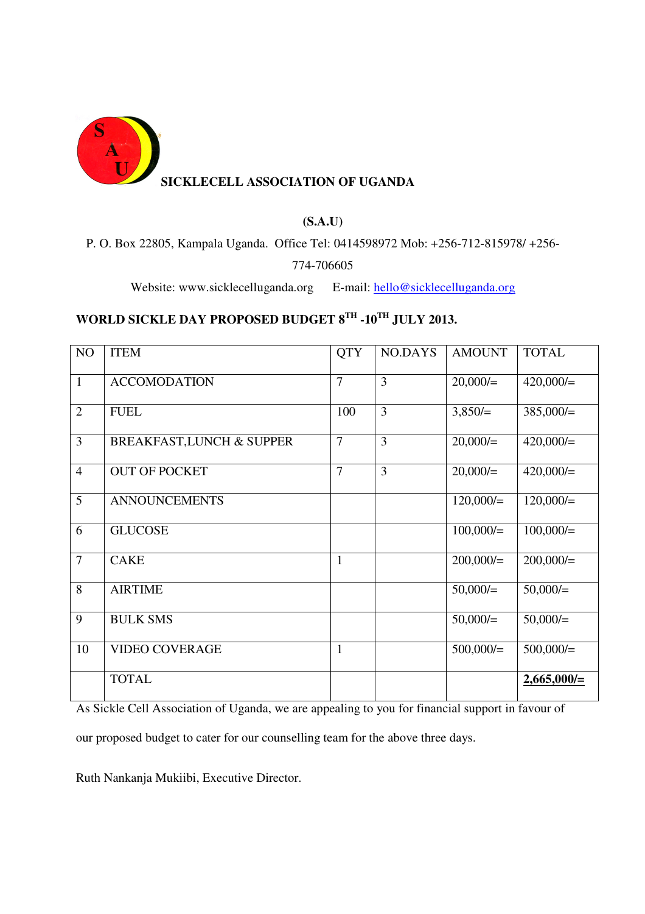# SICKLECELL ASSOCIATION OF UGANDA

**(S.A.U)**

P. O. Box 22805, Kampala Uganda. Office Tel: 0414598972 Mob: +256-712-815978/ +256-774-706605

Website: www.sicklecelluganda.org E-mail: hello@sicklecelluganda.org

## WORLD SICKLE DAY PROPOSED BUDGET 8TH -10TH JULY 2013.

| NO | ITEM | QTY | NO.DAYS | AMOUNT | TOTAL |
|---|---|---|---|---|---|
| 1 | ACCOMODATION | 7 | 3 | 20,000/= | 420,000/= |
| 2 | FUEL | 100 | 3 | 3,850/= | 385,000/= |
| 3 | BREAKFAST,LUNCH & SUPPER | 7 | 3 | 20,000/= | 420,000/= |
| 4 | OUT OF POCKET | 7 | 3 | 20,000/= | 420,000/= |
| 5 | ANNOUNCEMENTS | | | 120,000/= | 120,000/= |
| 6 | GLUCOSE | | | 100,000/= | 100,000/= |
| 7 | CAKE | 1 | | 200,000/= | 200,000/= |
| 8 | AIRTIME | | | 50,000/= | 50,000/= |
| 9 | BULK SMS | | | 50,000/= | 50,000/= |
| 10 | VIDEO COVERAGE | 1 | | 500,000/= | 500,000/= |
| | TOTAL | | | | **2,665,000/=** |

As Sickle Cell Association of Uganda, we are appealing to you for financial support in favour of our proposed budget to cater for our counselling team for the above three days.

Ruth Nankanja Mukiibi, Executive Director.